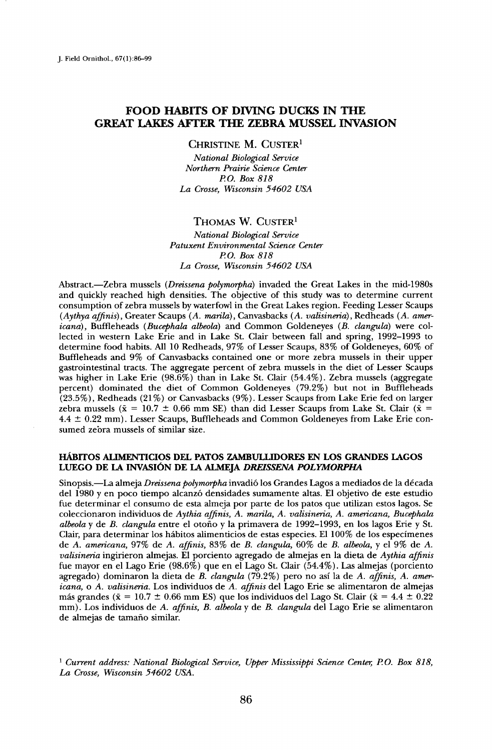# FOOD HABITS OF DIVING DUCKS IN THE GREAT LAKES AFTER THE ZEBRA MUSSEL INVASION

CHRISTINE M. CUSTER[1]

*National Biological Service*
*Northern Prairie Science Center*
*P.O. Box 818*
*La Crosse, Wisconsin 54602 USA*

THOMAS W. CUSTER[1]

*National Biological Service*
*Patuxent Environmental Science Center*
*P.O. Box 818*
*La Crosse, Wisconsin 54602 USA*

Abstract.—Zebra mussels (*Dreissena polymorpha*) invaded the Great Lakes in the mid-1980s and quickly reached high densities. The objective of this study was to determine current consumption of zebra mussels by waterfowl in the Great Lakes region. Feeding Lesser Scaups (*Aythya affinis*), Greater Scaups (*A. marila*), Canvasbacks (*A. valisineria*), Redheads (*A. americana*), Buffleheads (*Bucephala albeola*) and Common Goldeneyes (*B. clangula*) were collected in western Lake Erie and in Lake St. Clair between fall and spring, 1992–1993 to determine food habits. All 10 Redheads, 97% of Lesser Scaups, 83% of Goldeneyes, 60% of Buffleheads and 9% of Canvasbacks contained one or more zebra mussels in their upper gastrointestinal tracts. The aggregate percent of zebra mussels in the diet of Lesser Scaups was higher in Lake Erie (98.6%) than in Lake St. Clair (54.4%). Zebra mussels (aggregate percent) dominated the diet of Common Goldeneyes (79.2%) but not in Buffleheads (23.5%), Redheads (21%) or Canvasbacks (9%). Lesser Scaups from Lake Erie fed on larger zebra mussels ($\bar{x}$ = 10.7 ± 0.66 mm SE) than did Lesser Scaups from Lake St. Clair ($\bar{x}$ = 4.4 ± 0.22 mm). Lesser Scaups, Buffleheads and Common Goldeneyes from Lake Erie consumed zebra mussels of similar size.

## HÁBITOS ALIMENTICIOS DEL PATOS ZAMBULLIDORES EN LOS GRANDES LAGOS LUEGO DE LA INVASIÓN DE LA ALMEJA *DREISSENA POLYMORPHA*

Sinopsis.—La almeja *Dreissena polymorpha* invadió los Grandes Lagos a mediados de la década del 1980 y en poco tiempo alcanzó densidades sumamente altas. El objetivo de este estudio fue determinar el consumo de esta almeja por parte de los patos que utilizan estos lagos. Se coleccionaron individuos de *Aythia affinis*, *A. marila*, *A. valisineria*, *A. americana*, *Bucephala albeola* y de *B. clangula* entre el otoño y la primavera de 1992–1993, en los lagos Erie y St. Clair, para determinar los hábitos alimenticios de estas especies. El 100% de los especímenes de *A. americana*, 97% de *A. affinis*, 83% de *B. clangula*, 60% de *B. albeola*, y el 9% de *A. valisineria* ingirieron almejas. El porciento agregado de almejas en la dieta de *Aythia affinis* fue mayor en el Lago Erie (98.6%) que en el Lago St. Clair (54.4%). Las almejas (porciento agregado) dominaron la dieta de *B. clangula* (79.2%) pero no así la de *A. affinis*, *A. americana*, o *A. valisineria*. Los individuos de *A. affinis* del Lago Erie se alimentaron de almejas más grandes ($\bar{x}$ = 10.7 ± 0.66 mm ES) que los individuos del Lago St. Clair ($\bar{x}$ = 4.4 ± 0.22 mm). Los individuos de *A. affinis*, *B. albeola* y de *B. clangula* del Lago Erie se alimentaron de almejas de tamaño similar.

[1] *Current address: National Biological Service, Upper Mississippi Science Center, P.O. Box 818, La Crosse, Wisconsin 54602 USA.*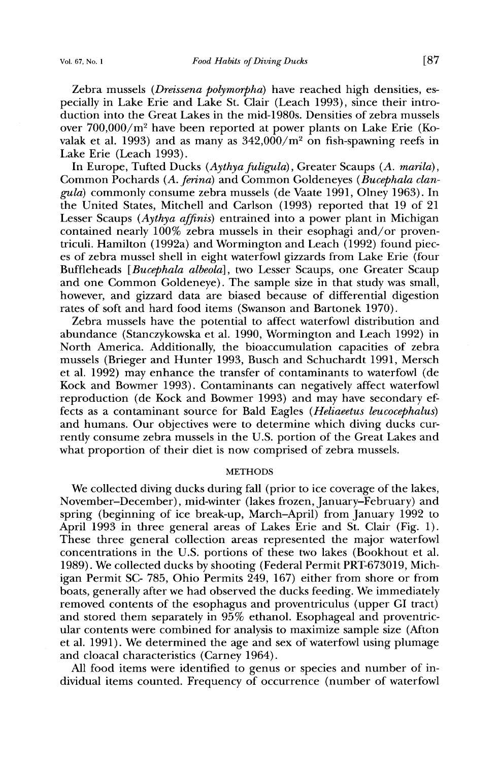Zebra mussels (*Dreissena polymorpha*) have reached high densities, especially in Lake Erie and Lake St. Clair (Leach 1993), since their introduction into the Great Lakes in the mid-1980s. Densities of zebra mussels over 700,000/$m^2$ have been reported at power plants on Lake Erie (Kovalak et al. 1993) and as many as 342,000/$m^2$ on fish-spawning reefs in Lake Erie (Leach 1993).

In Europe, Tufted Ducks (*Aythya fuligula*), Greater Scaups (*A. marila*), Common Pochards (*A. ferina*) and Common Goldeneyes (*Bucephala clangula*) commonly consume zebra mussels (de Vaate 1991, Olney 1963). In the United States, Mitchell and Carlson (1993) reported that 19 of 21 Lesser Scaups (*Aythya affinis*) entrained into a power plant in Michigan contained nearly 100% zebra mussels in their esophagi and/or proventriculi. Hamilton (1992a) and Wormington and Leach (1992) found pieces of zebra mussel shell in eight waterfowl gizzards from Lake Erie (four Buffleheads [*Bucephala albeola*], two Lesser Scaups, one Greater Scaup and one Common Goldeneye). The sample size in that study was small, however, and gizzard data are biased because of differential digestion rates of soft and hard food items (Swanson and Bartonek 1970).

Zebra mussels have the potential to affect waterfowl distribution and abundance (Stanczykowska et al. 1990, Wormington and Leach 1992) in North America. Additionally, the bioaccumulation capacities of zebra mussels (Brieger and Hunter 1993, Busch and Schuchardt 1991, Mersch et al. 1992) may enhance the transfer of contaminants to waterfowl (de Kock and Bowmer 1993). Contaminants can negatively affect waterfowl reproduction (de Kock and Bowmer 1993) and may have secondary effects as a contaminant source for Bald Eagles (*Heliaeetus leucocephalus*) and humans. Our objectives were to determine which diving ducks currently consume zebra mussels in the U.S. portion of the Great Lakes and what proportion of their diet is now comprised of zebra mussels.

## METHODS

We collected diving ducks during fall (prior to ice coverage of the lakes, November–December), mid-winter (lakes frozen, January–February) and spring (beginning of ice break-up, March–April) from January 1992 to April 1993 in three general areas of Lakes Erie and St. Clair (Fig. 1). These three general collection areas represented the major waterfowl concentrations in the U.S. portions of these two lakes (Bookhout et al. 1989). We collected ducks by shooting (Federal Permit PRT-673019, Michigan Permit SC- 785, Ohio Permits 249, 167) either from shore or from boats, generally after we had observed the ducks feeding. We immediately removed contents of the esophagus and proventriculus (upper GI tract) and stored them separately in 95% ethanol. Esophageal and proventricular contents were combined for analysis to maximize sample size (Afton et al. 1991). We determined the age and sex of waterfowl using plumage and cloacal characteristics (Carney 1964).

All food items were identified to genus or species and number of individual items counted. Frequency of occurrence (number of waterfowl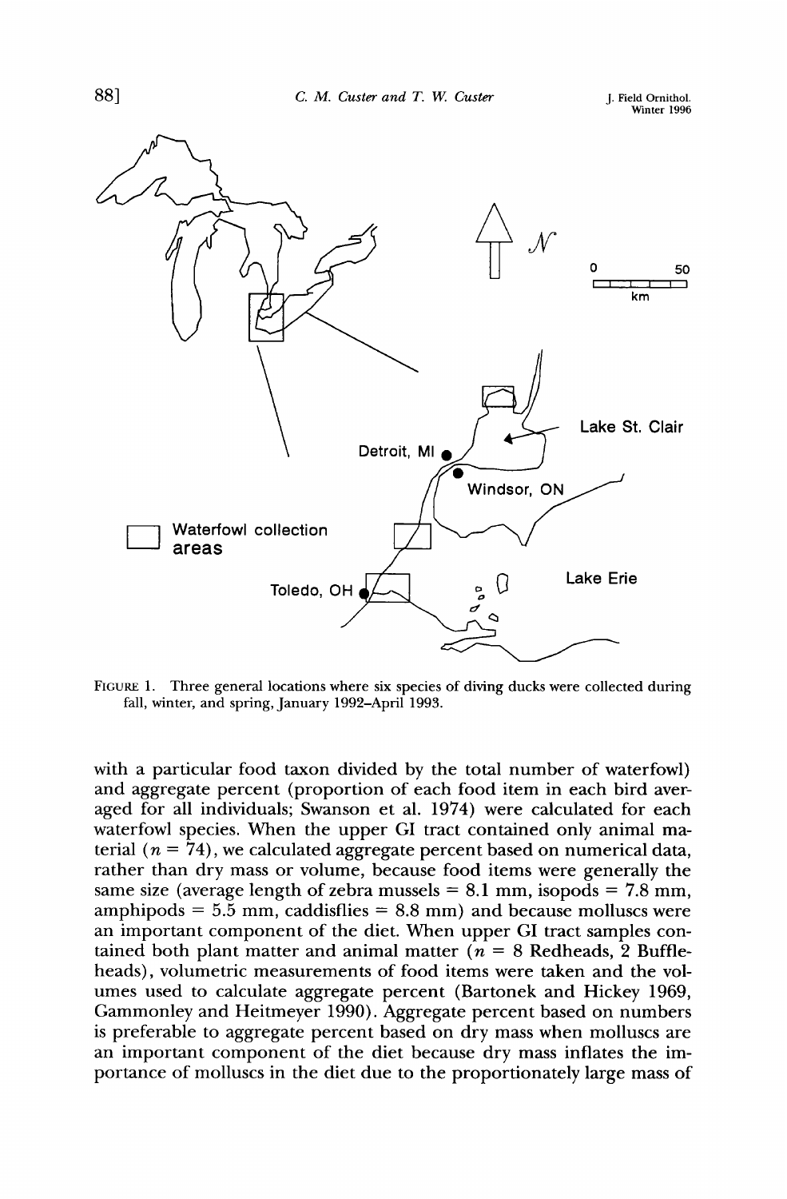FIGURE 1. Three general locations where six species of diving ducks were collected during fall, winter, and spring, January 1992–April 1993.

with a particular food taxon divided by the total number of waterfowl) and aggregate percent (proportion of each food item in each bird averaged for all individuals; Swanson et al. 1974) were calculated for each waterfowl species. When the upper GI tract contained only animal material ($n = 74$), we calculated aggregate percent based on numerical data, rather than dry mass or volume, because food items were generally the same size (average length of zebra mussels = 8.1 mm, isopods = 7.8 mm, amphipods = 5.5 mm, caddisflies = 8.8 mm) and because molluscs were an important component of the diet. When upper GI tract samples contained both plant matter and animal matter ($n = 8$ Redheads, 2 Buffleheads), volumetric measurements of food items were taken and the volumes used to calculate aggregate percent (Bartonek and Hickey 1969, Gammonley and Heitmeyer 1990). Aggregate percent based on numbers is preferable to aggregate percent based on dry mass when molluscs are an important component of the diet because dry mass inflates the importance of molluscs in the diet due to the proportionately large mass of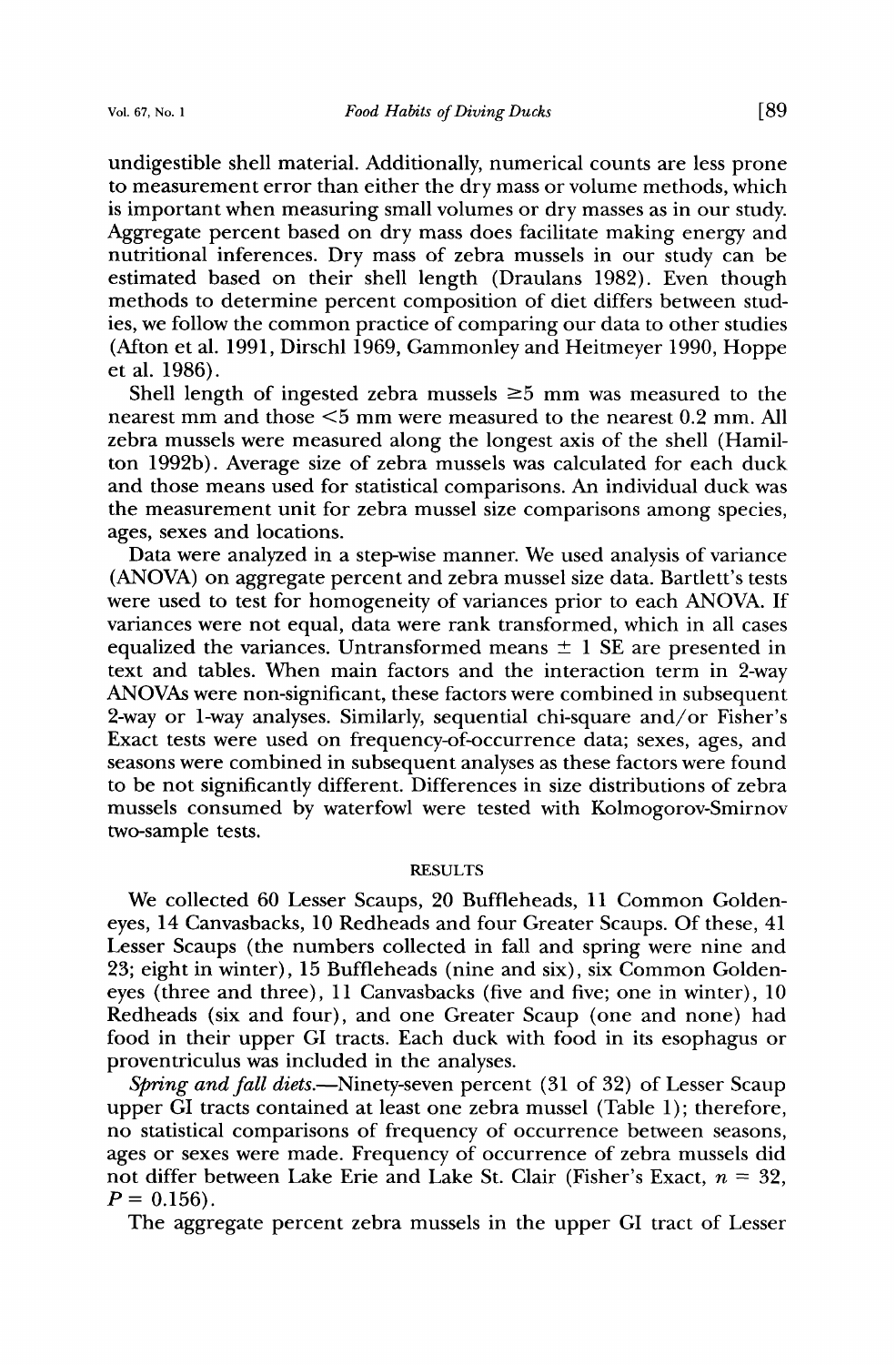undigestible shell material. Additionally, numerical counts are less prone to measurement error than either the dry mass or volume methods, which is important when measuring small volumes or dry masses as in our study. Aggregate percent based on dry mass does facilitate making energy and nutritional inferences. Dry mass of zebra mussels in our study can be estimated based on their shell length (Draulans 1982). Even though methods to determine percent composition of diet differs between studies, we follow the common practice of comparing our data to other studies (Afton et al. 1991, Dirschl 1969, Gammonley and Heitmeyer 1990, Hoppe et al. 1986).

Shell length of ingested zebra mussels ≥5 mm was measured to the nearest mm and those <5 mm were measured to the nearest 0.2 mm. All zebra mussels were measured along the longest axis of the shell (Hamilton 1992b). Average size of zebra mussels was calculated for each duck and those means used for statistical comparisons. An individual duck was the measurement unit for zebra mussel size comparisons among species, ages, sexes and locations.

Data were analyzed in a step-wise manner. We used analysis of variance (ANOVA) on aggregate percent and zebra mussel size data. Bartlett's tests were used to test for homogeneity of variances prior to each ANOVA. If variances were not equal, data were rank transformed, which in all cases equalized the variances. Untransformed means ± 1 SE are presented in text and tables. When main factors and the interaction term in 2-way ANOVAs were non-significant, these factors were combined in subsequent 2-way or 1-way analyses. Similarly, sequential chi-square and/or Fisher's Exact tests were used on frequency-of-occurrence data; sexes, ages, and seasons were combined in subsequent analyses as these factors were found to be not significantly different. Differences in size distributions of zebra mussels consumed by waterfowl were tested with Kolmogorov-Smirnov two-sample tests.

## RESULTS

We collected 60 Lesser Scaups, 20 Buffleheads, 11 Common Goldeneyes, 14 Canvasbacks, 10 Redheads and four Greater Scaups. Of these, 41 Lesser Scaups (the numbers collected in fall and spring were nine and 23; eight in winter), 15 Buffleheads (nine and six), six Common Goldeneyes (three and three), 11 Canvasbacks (five and five; one in winter), 10 Redheads (six and four), and one Greater Scaup (one and none) had food in their upper GI tracts. Each duck with food in its esophagus or proventriculus was included in the analyses.

*Spring and fall diets.*—Ninety-seven percent (31 of 32) of Lesser Scaup upper GI tracts contained at least one zebra mussel (Table 1); therefore, no statistical comparisons of frequency of occurrence between seasons, ages or sexes were made. Frequency of occurrence of zebra mussels did not differ between Lake Erie and Lake St. Clair (Fisher's Exact, $n = 32$, $P = 0.156$).

The aggregate percent zebra mussels in the upper GI tract of Lesser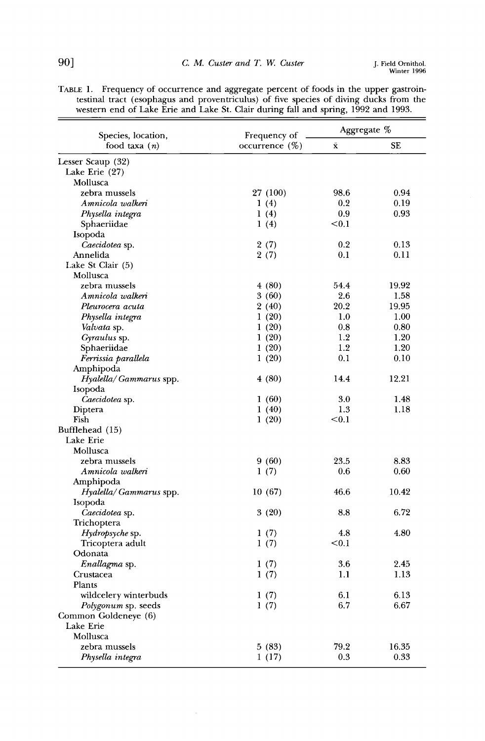TABLE 1. Frequency of occurrence and aggregate percent of foods in the upper gastrointestinal tract (esophagus and proventriculus) of five species of diving ducks from the western end of Lake Erie and Lake St. Clair during fall and spring, 1992 and 1993.

| Species, location, food taxa (*n*) | Frequency of occurrence (%) | Aggregate % | |
|---|---|---|---|
| | | x̄ | SE |
| Lesser Scaup (32) | | | |
| Lake Erie (27) | | | |
| Mollusca | | | |
| zebra mussels | 27 (100) | 98.6 | 0.94 |
| *Amnicola walkeri* | 1 (4) | 0.2 | 0.19 |
| *Physella integra* | 1 (4) | 0.9 | 0.93 |
| Sphaeriidae | 1 (4) | <0.1 | |
| Isopoda | | | |
| *Caecidotea* sp. | 2 (7) | 0.2 | 0.13 |
| Annelida | 2 (7) | 0.1 | 0.11 |
| Lake St Clair (5) | | | |
| Mollusca | | | |
| zebra mussels | 4 (80) | 54.4 | 19.92 |
| *Amnicola walkeri* | 3 (60) | 2.6 | 1.58 |
| *Pleurocera acuta* | 2 (40) | 20.2 | 19.95 |
| *Physella integra* | 1 (20) | 1.0 | 1.00 |
| *Valvata* sp. | 1 (20) | 0.8 | 0.80 |
| *Gyraulus* sp. | 1 (20) | 1.2 | 1.20 |
| Sphaeriidae | 1 (20) | 1.2 | 1.20 |
| *Ferrissia parallela* | 1 (20) | 0.1 | 0.10 |
| Amphipoda | | | |
| *Hyalella/Gammarus* spp. | 4 (80) | 14.4 | 12.21 |
| Isopoda | | | |
| *Caecidotea* sp. | 1 (60) | 3.0 | 1.48 |
| Diptera | 1 (40) | 1.3 | 1.18 |
| Fish | 1 (20) | <0.1 | |
| Bufflehead (15) | | | |
| Lake Erie | | | |
| Mollusca | | | |
| zebra mussels | 9 (60) | 23.5 | 8.83 |
| *Amnicola walkeri* | 1 (7) | 0.6 | 0.60 |
| Amphipoda | | | |
| *Hyalella/Gammarus* spp. | 10 (67) | 46.6 | 10.42 |
| Isopoda | | | |
| *Caecidotea* sp. | 3 (20) | 8.8 | 6.72 |
| Trichoptera | | | |
| *Hydropsyche* sp. | 1 (7) | 4.8 | 4.80 |
| Tricoptera adult | 1 (7) | <0.1 | |
| Odonata | | | |
| *Enallagma* sp. | 1 (7) | 3.6 | 2.45 |
| Crustacea | 1 (7) | 1.1 | 1.13 |
| Plants | | | |
| wildcelery winterbuds | 1 (7) | 6.1 | 6.13 |
| *Polygonum* sp. seeds | 1 (7) | 6.7 | 6.67 |
| Common Goldeneye (6) | | | |
| Lake Erie | | | |
| Mollusca | | | |
| zebra mussels | 5 (83) | 79.2 | 16.35 |
| *Physella integra* | 1 (17) | 0.3 | 0.33 |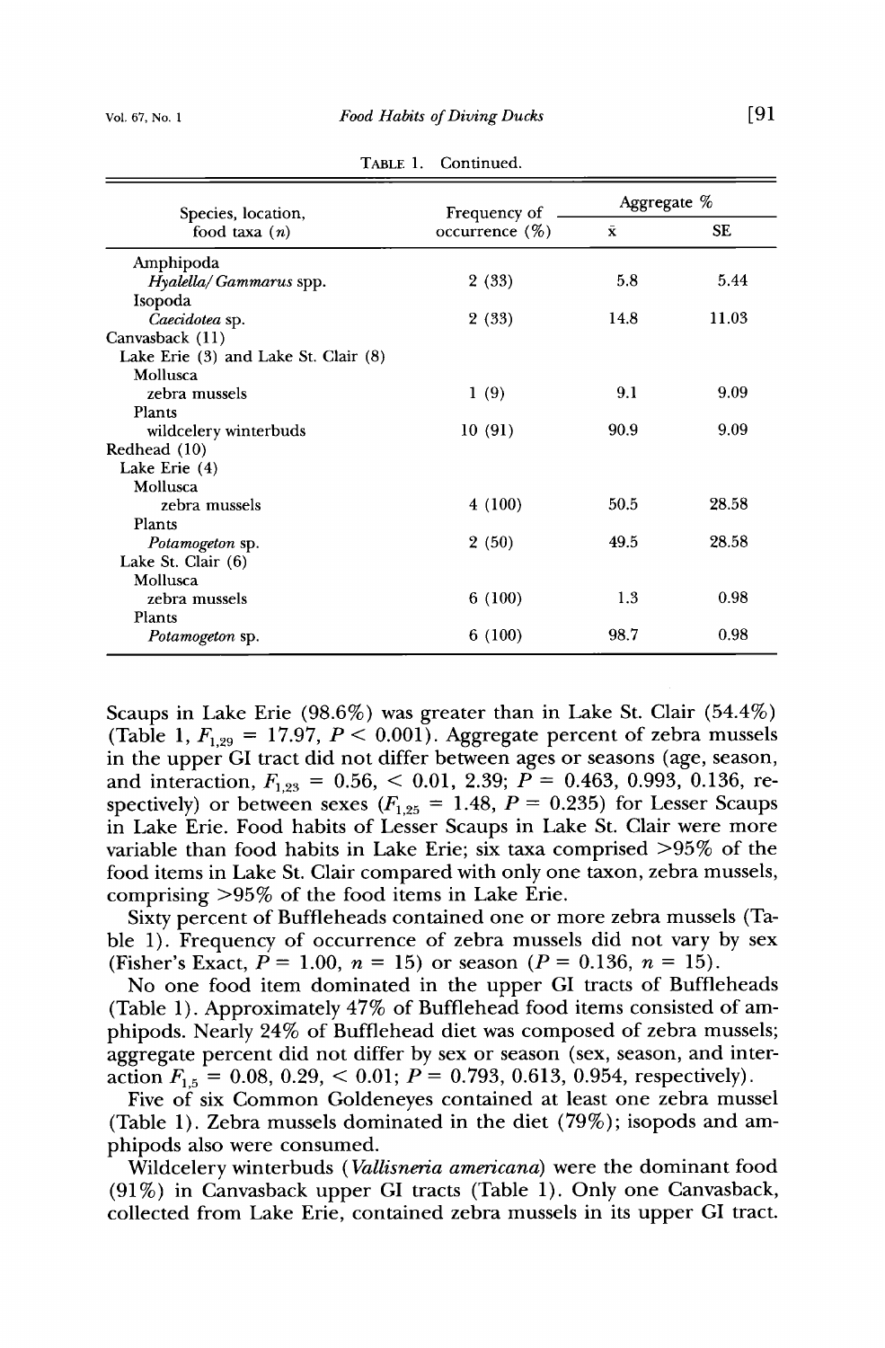TABLE 1. Continued.

| Species, location, food taxa ($n$) | Frequency of occurrence (%) | Aggregate % | |
|---|---|---|---|
| | | $\bar{x}$ | SE |
| Amphipoda | | | |
| *Hyalella/Gammarus* spp. | 2 (33) | 5.8 | 5.44 |
| Isopoda | | | |
| *Caecidotea* sp. | 2 (33) | 14.8 | 11.03 |
| Canvasback (11) | | | |
| Lake Erie (3) and Lake St. Clair (8) | | | |
| Mollusca | | | |
| zebra mussels | 1 (9) | 9.1 | 9.09 |
| Plants | | | |
| wildcelery winterbuds | 10 (91) | 90.9 | 9.09 |
| Redhead (10) | | | |
| Lake Erie (4) | | | |
| Mollusca | | | |
| zebra mussels | 4 (100) | 50.5 | 28.58 |
| Plants | | | |
| *Potamogeton* sp. | 2 (50) | 49.5 | 28.58 |
| Lake St. Clair (6) | | | |
| Mollusca | | | |
| zebra mussels | 6 (100) | 1.3 | 0.98 |
| Plants | | | |
| *Potamogeton* sp. | 6 (100) | 98.7 | 0.98 |

Scaups in Lake Erie (98.6%) was greater than in Lake St. Clair (54.4%) (Table 1, $F_{1,29} = 17.97$, $P < 0.001$). Aggregate percent of zebra mussels in the upper GI tract did not differ between ages or seasons (age, season, and interaction, $F_{1,23} = 0.56$, $< 0.01$, $2.39$; $P = 0.463$, $0.993$, $0.136$, respectively) or between sexes ($F_{1,25} = 1.48$, $P = 0.235$) for Lesser Scaups in Lake Erie. Food habits of Lesser Scaups in Lake St. Clair were more variable than food habits in Lake Erie; six taxa comprised >95% of the food items in Lake St. Clair compared with only one taxon, zebra mussels, comprising >95% of the food items in Lake Erie.

Sixty percent of Buffleheads contained one or more zebra mussels (Table 1). Frequency of occurrence of zebra mussels did not vary by sex (Fisher's Exact, $P = 1.00$, $n = 15$) or season ($P = 0.136$, $n = 15$).

No one food item dominated in the upper GI tracts of Buffleheads (Table 1). Approximately 47% of Bufflehead food items consisted of amphipods. Nearly 24% of Bufflehead diet was composed of zebra mussels; aggregate percent did not differ by sex or season (sex, season, and interaction $F_{1,5} = 0.08$, $0.29$, $< 0.01$; $P = 0.793$, $0.613$, $0.954$, respectively).

Five of six Common Goldeneyes contained at least one zebra mussel (Table 1). Zebra mussels dominated in the diet (79%); isopods and amphipods also were consumed.

Wildcelery winterbuds (*Vallisneria americana*) were the dominant food (91%) in Canvasback upper GI tracts (Table 1). Only one Canvasback, collected from Lake Erie, contained zebra mussels in its upper GI tract.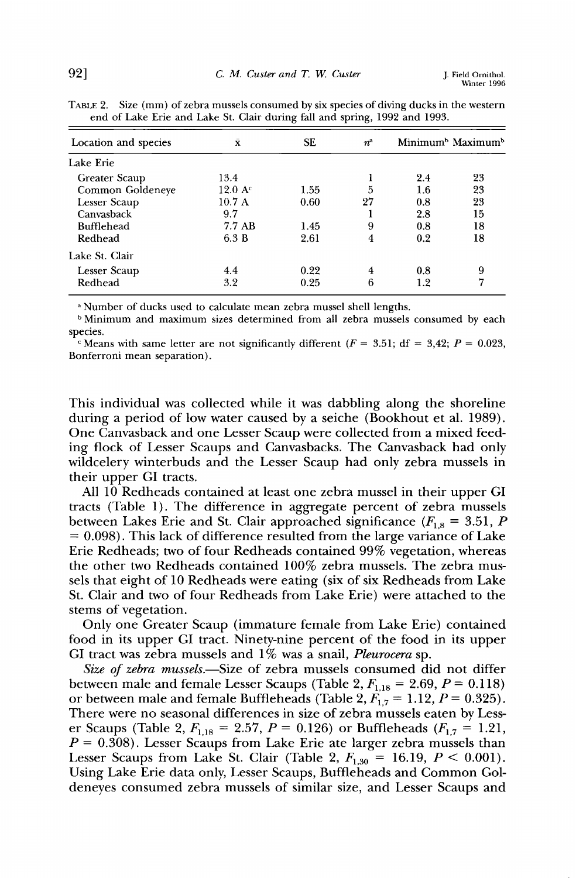TABLE 2. Size (mm) of zebra mussels consumed by six species of diving ducks in the western end of Lake Erie and Lake St. Clair during fall and spring, 1992 and 1993.

| Location and species | x̄ | SE | $n$[a] | Minimum[b] | Maximum[b] |
|---|---|---|---|---|---|
| Lake Erie | | | | | |
| Greater Scaup | 13.4 | | 1 | 2.4 | 23 |
| Common Goldeneye | 12.0 A[c] | 1.55 | 5 | 1.6 | 23 |
| Lesser Scaup | 10.7 A | 0.60 | 27 | 0.8 | 23 |
| Canvasback | 9.7 | | 1 | 2.8 | 15 |
| Bufflehead | 7.7 AB | 1.45 | 9 | 0.8 | 18 |
| Redhead | 6.3 B | 2.61 | 4 | 0.2 | 18 |
| Lake St. Clair | | | | | |
| Lesser Scaup | 4.4 | 0.22 | 4 | 0.8 | 9 |
| Redhead | 3.2 | 0.25 | 6 | 1.2 | 7 |

[a] Number of ducks used to calculate mean zebra mussel shell lengths.

[b] Minimum and maximum sizes determined from all zebra mussels consumed by each species.

[c] Means with same letter are not significantly different ($F = 3.51$; df $= 3,42$; $P = 0.023$, Bonferroni mean separation).

This individual was collected while it was dabbling along the shoreline during a period of low water caused by a seiche (Bookhout et al. 1989). One Canvasback and one Lesser Scaup were collected from a mixed feeding flock of Lesser Scaups and Canvasbacks. The Canvasback had only wildcelery winterbuds and the Lesser Scaup had only zebra mussels in their upper GI tracts.

All 10 Redheads contained at least one zebra mussel in their upper GI tracts (Table 1). The difference in aggregate percent of zebra mussels between Lakes Erie and St. Clair approached significance ($F_{1,8} = 3.51$, $P = 0.098$). This lack of difference resulted from the large variance of Lake Erie Redheads; two of four Redheads contained 99% vegetation, whereas the other two Redheads contained 100% zebra mussels. The zebra mussels that eight of 10 Redheads were eating (six of six Redheads from Lake St. Clair and two of four Redheads from Lake Erie) were attached to the stems of vegetation.

Only one Greater Scaup (immature female from Lake Erie) contained food in its upper GI tract. Ninety-nine percent of the food in its upper GI tract was zebra mussels and 1% was a snail, *Pleurocera* sp.

*Size of zebra mussels.*—Size of zebra mussels consumed did not differ between male and female Lesser Scaups (Table 2, $F_{1,18} = 2.69$, $P = 0.118$) or between male and female Buffleheads (Table 2, $F_{1,7} = 1.12$, $P = 0.325$). There were no seasonal differences in size of zebra mussels eaten by Lesser Scaups (Table 2, $F_{1,18} = 2.57$, $P = 0.126$) or Buffleheads ($F_{1,7} = 1.21$, $P = 0.308$). Lesser Scaups from Lake Erie ate larger zebra mussels than Lesser Scaups from Lake St. Clair (Table 2, $F_{1,30} = 16.19$, $P < 0.001$). Using Lake Erie data only, Lesser Scaups, Buffleheads and Common Goldeneyes consumed zebra mussels of similar size, and Lesser Scaups and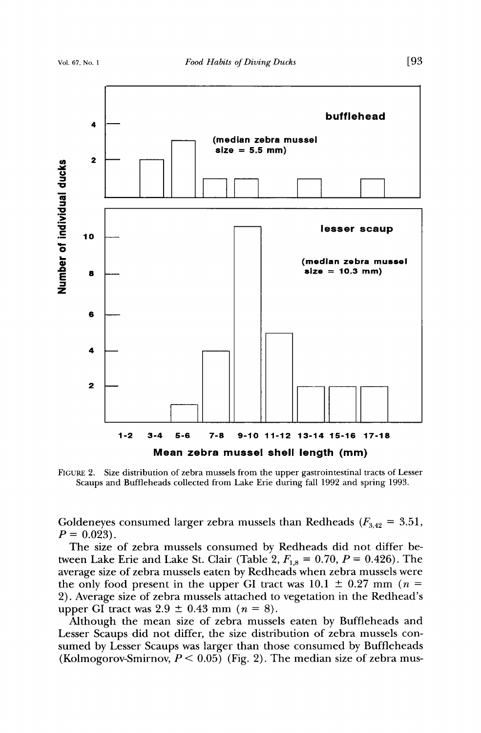FIGURE 2. Size distribution of zebra mussels from the upper gastrointestinal tracts of Lesser Scaups and Buffleheads collected from Lake Erie during fall 1992 and spring 1993.

Goldeneyes consumed larger zebra mussels than Redheads ($F_{3,42} = 3.51$, $P = 0.023$).

The size of zebra mussels consumed by Redheads did not differ between Lake Erie and Lake St. Clair (Table 2, $F_{1,8} = 0.70$, $P = 0.426$). The average size of zebra mussels eaten by Redheads when zebra mussels were the only food present in the upper GI tract was $10.1 \pm 0.27$ mm ($n = 2$). Average size of zebra mussels attached to vegetation in the Redhead's upper GI tract was $2.9 \pm 0.43$ mm ($n = 8$).

Although the mean size of zebra mussels eaten by Buffleheads and Lesser Scaups did not differ, the size distribution of zebra mussels consumed by Lesser Scaups was larger than those consumed by Buffleheads (Kolmogorov-Smirnov, $P < 0.05$) (Fig. 2). The median size of zebra mus-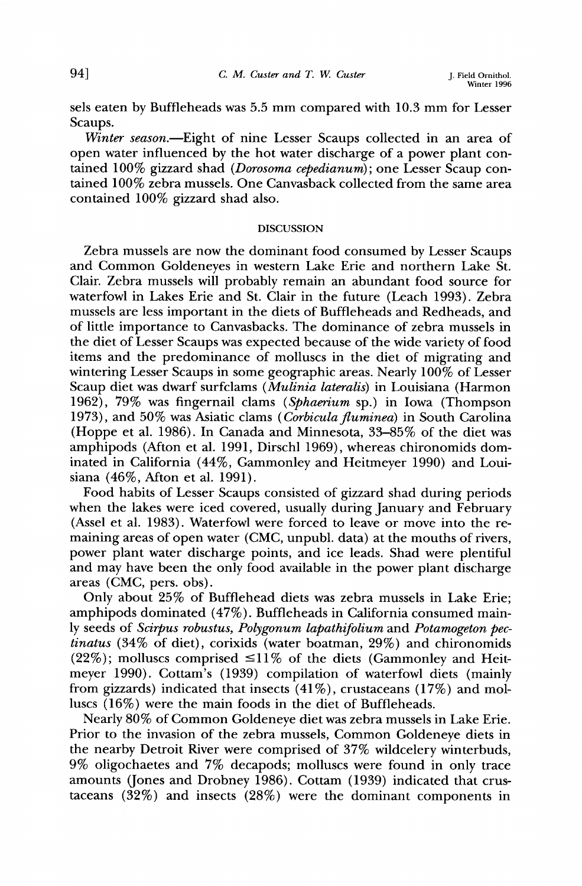sels eaten by Buffleheads was 5.5 mm compared with 10.3 mm for Lesser Scaups.

*Winter season.*—Eight of nine Lesser Scaups collected in an area of open water influenced by the hot water discharge of a power plant contained 100% gizzard shad (*Dorosoma cepedianum*); one Lesser Scaup contained 100% zebra mussels. One Canvasback collected from the same area contained 100% gizzard shad also.

## DISCUSSION

Zebra mussels are now the dominant food consumed by Lesser Scaups and Common Goldeneyes in western Lake Erie and northern Lake St. Clair. Zebra mussels will probably remain an abundant food source for waterfowl in Lakes Erie and St. Clair in the future (Leach 1993). Zebra mussels are less important in the diets of Buffleheads and Redheads, and of little importance to Canvasbacks. The dominance of zebra mussels in the diet of Lesser Scaups was expected because of the wide variety of food items and the predominance of molluscs in the diet of migrating and wintering Lesser Scaups in some geographic areas. Nearly 100% of Lesser Scaup diet was dwarf surfclams (*Mulinia lateralis*) in Louisiana (Harmon 1962), 79% was fingernail clams (*Sphaerium* sp.) in Iowa (Thompson 1973), and 50% was Asiatic clams (*Corbicula fluminea*) in South Carolina (Hoppe et al. 1986). In Canada and Minnesota, 33–85% of the diet was amphipods (Afton et al. 1991, Dirschl 1969), whereas chironomids dominated in California (44%, Gammonley and Heitmeyer 1990) and Louisiana (46%, Afton et al. 1991).

Food habits of Lesser Scaups consisted of gizzard shad during periods when the lakes were iced covered, usually during January and February (Assel et al. 1983). Waterfowl were forced to leave or move into the remaining areas of open water (CMC, unpubl. data) at the mouths of rivers, power plant water discharge points, and ice leads. Shad were plentiful and may have been the only food available in the power plant discharge areas (CMC, pers. obs).

Only about 25% of Bufflehead diets was zebra mussels in Lake Erie; amphipods dominated (47%). Buffleheads in California consumed mainly seeds of *Scirpus robustus, Polygonum lapathifolium* and *Potamogeton pectinatus* (34% of diet), corixids (water boatman, 29%) and chironomids (22%); molluscs comprised ≤11% of the diets (Gammonley and Heitmeyer 1990). Cottam's (1939) compilation of waterfowl diets (mainly from gizzards) indicated that insects (41%), crustaceans (17%) and molluscs (16%) were the main foods in the diet of Buffleheads.

Nearly 80% of Common Goldeneye diet was zebra mussels in Lake Erie. Prior to the invasion of the zebra mussels, Common Goldeneye diets in the nearby Detroit River were comprised of 37% wildcelery winterbuds, 9% oligochaetes and 7% decapods; molluscs were found in only trace amounts (Jones and Drobney 1986). Cottam (1939) indicated that crustaceans (32%) and insects (28%) were the dominant components in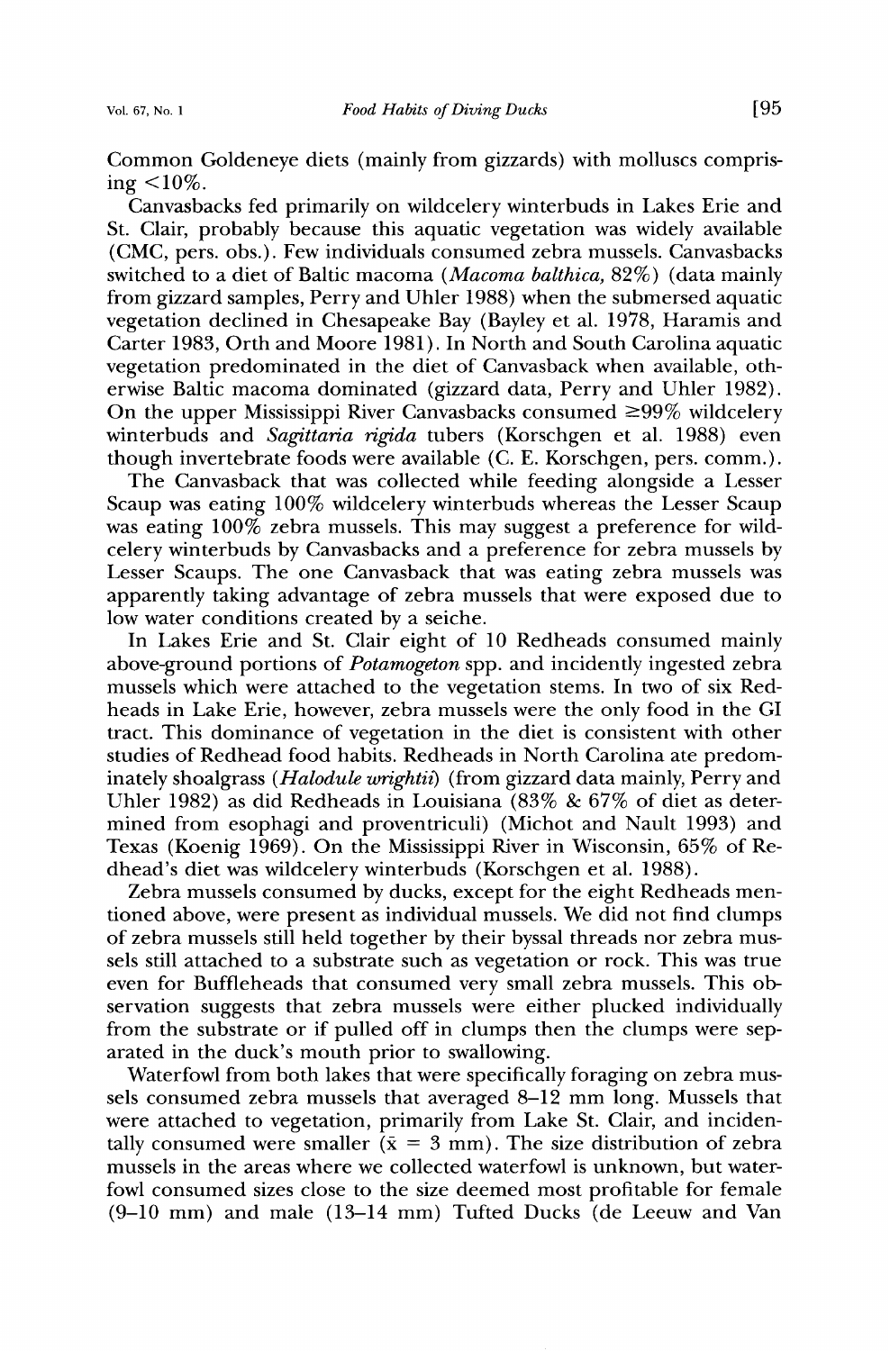Common Goldeneye diets (mainly from gizzards) with molluscs comprising <10%.

Canvasbacks fed primarily on wildcelery winterbuds in Lakes Erie and St. Clair, probably because this aquatic vegetation was widely available (CMC, pers. obs.). Few individuals consumed zebra mussels. Canvasbacks switched to a diet of Baltic macoma (*Macoma balthica,* 82%) (data mainly from gizzard samples, Perry and Uhler 1988) when the submersed aquatic vegetation declined in Chesapeake Bay (Bayley et al. 1978, Haramis and Carter 1983, Orth and Moore 1981). In North and South Carolina aquatic vegetation predominated in the diet of Canvasback when available, otherwise Baltic macoma dominated (gizzard data, Perry and Uhler 1982). On the upper Mississippi River Canvasbacks consumed ≥99% wildcelery winterbuds and *Sagittaria rigida* tubers (Korschgen et al. 1988) even though invertebrate foods were available (C. E. Korschgen, pers. comm.).

The Canvasback that was collected while feeding alongside a Lesser Scaup was eating 100% wildcelery winterbuds whereas the Lesser Scaup was eating 100% zebra mussels. This may suggest a preference for wildcelery winterbuds by Canvasbacks and a preference for zebra mussels by Lesser Scaups. The one Canvasback that was eating zebra mussels was apparently taking advantage of zebra mussels that were exposed due to low water conditions created by a seiche.

In Lakes Erie and St. Clair eight of 10 Redheads consumed mainly above-ground portions of *Potamogeton* spp. and incidently ingested zebra mussels which were attached to the vegetation stems. In two of six Redheads in Lake Erie, however, zebra mussels were the only food in the GI tract. This dominance of vegetation in the diet is consistent with other studies of Redhead food habits. Redheads in North Carolina ate predominately shoalgrass (*Halodule wrightii*) (from gizzard data mainly, Perry and Uhler 1982) as did Redheads in Louisiana (83% & 67% of diet as determined from esophagi and proventriculi) (Michot and Nault 1993) and Texas (Koenig 1969). On the Mississippi River in Wisconsin, 65% of Redhead's diet was wildcelery winterbuds (Korschgen et al. 1988).

Zebra mussels consumed by ducks, except for the eight Redheads mentioned above, were present as individual mussels. We did not find clumps of zebra mussels still held together by their byssal threads nor zebra mussels still attached to a substrate such as vegetation or rock. This was true even for Buffleheads that consumed very small zebra mussels. This observation suggests that zebra mussels were either plucked individually from the substrate or if pulled off in clumps then the clumps were separated in the duck's mouth prior to swallowing.

Waterfowl from both lakes that were specifically foraging on zebra mussels consumed zebra mussels that averaged 8–12 mm long. Mussels that were attached to vegetation, primarily from Lake St. Clair, and incidentally consumed were smaller ($\bar{x}$ = 3 mm). The size distribution of zebra mussels in the areas where we collected waterfowl is unknown, but waterfowl consumed sizes close to the size deemed most profitable for female (9–10 mm) and male (13–14 mm) Tufted Ducks (de Leeuw and Van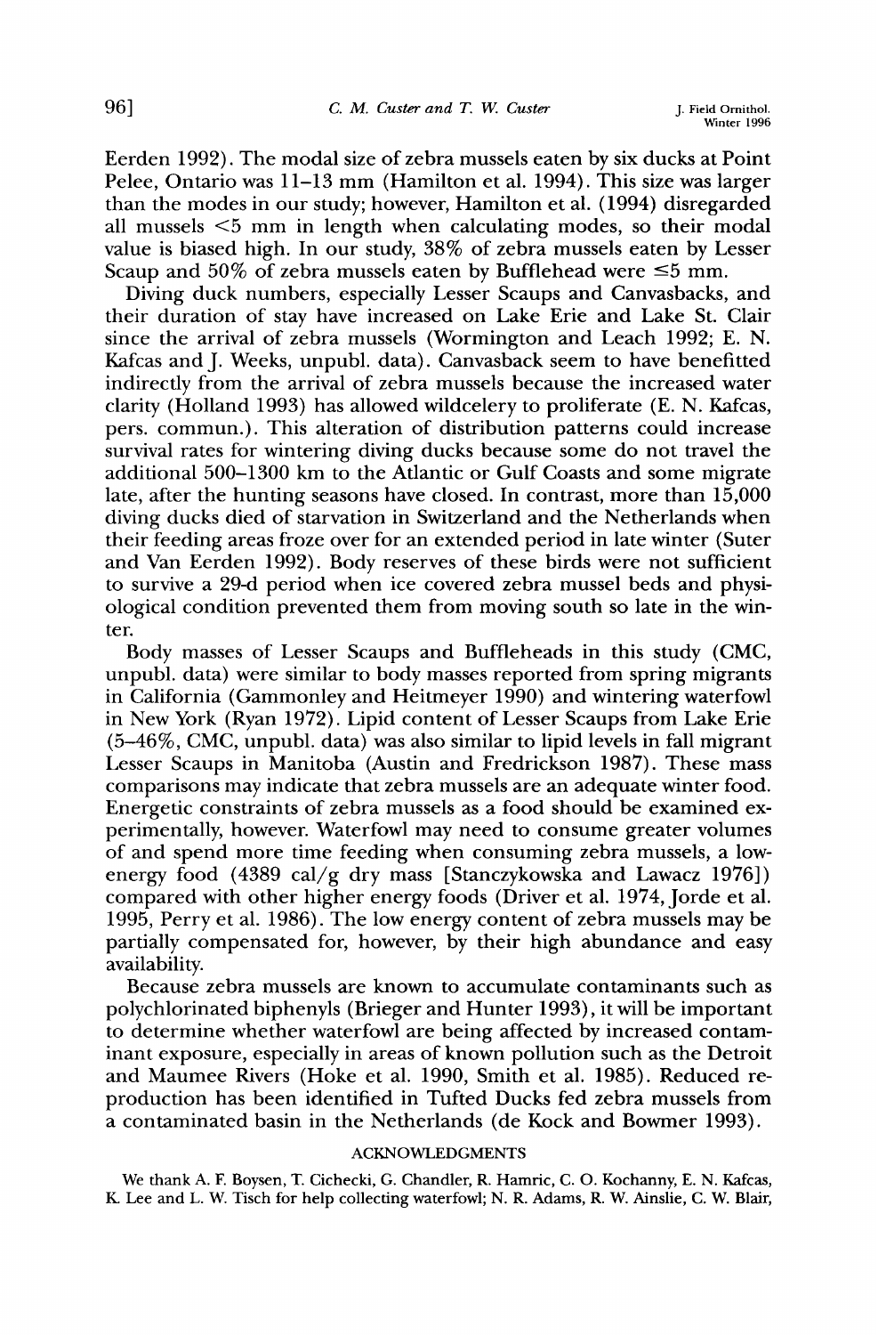Eerden 1992). The modal size of zebra mussels eaten by six ducks at Point Pelee, Ontario was 11–13 mm (Hamilton et al. 1994). This size was larger than the modes in our study; however, Hamilton et al. (1994) disregarded all mussels <5 mm in length when calculating modes, so their modal value is biased high. In our study, 38% of zebra mussels eaten by Lesser Scaup and 50% of zebra mussels eaten by Bufflehead were ≤5 mm.

Diving duck numbers, especially Lesser Scaups and Canvasbacks, and their duration of stay have increased on Lake Erie and Lake St. Clair since the arrival of zebra mussels (Wormington and Leach 1992; E. N. Kafcas and J. Weeks, unpubl. data). Canvasback seem to have benefitted indirectly from the arrival of zebra mussels because the increased water clarity (Holland 1993) has allowed wildcelery to proliferate (E. N. Kafcas, pers. commun.). This alteration of distribution patterns could increase survival rates for wintering diving ducks because some do not travel the additional 500–1300 km to the Atlantic or Gulf Coasts and some migrate late, after the hunting seasons have closed. In contrast, more than 15,000 diving ducks died of starvation in Switzerland and the Netherlands when their feeding areas froze over for an extended period in late winter (Suter and Van Eerden 1992). Body reserves of these birds were not sufficient to survive a 29-d period when ice covered zebra mussel beds and physiological condition prevented them from moving south so late in the winter.

Body masses of Lesser Scaups and Buffleheads in this study (CMC, unpubl. data) were similar to body masses reported from spring migrants in California (Gammonley and Heitmeyer 1990) and wintering waterfowl in New York (Ryan 1972). Lipid content of Lesser Scaups from Lake Erie (5–46%, CMC, unpubl. data) was also similar to lipid levels in fall migrant Lesser Scaups in Manitoba (Austin and Fredrickson 1987). These mass comparisons may indicate that zebra mussels are an adequate winter food. Energetic constraints of zebra mussels as a food should be examined experimentally, however. Waterfowl may need to consume greater volumes of and spend more time feeding when consuming zebra mussels, a low-energy food (4389 cal/g dry mass [Stanczykowska and Lawacz 1976]) compared with other higher energy foods (Driver et al. 1974, Jorde et al. 1995, Perry et al. 1986). The low energy content of zebra mussels may be partially compensated for, however, by their high abundance and easy availability.

Because zebra mussels are known to accumulate contaminants such as polychlorinated biphenyls (Brieger and Hunter 1993), it will be important to determine whether waterfowl are being affected by increased contaminant exposure, especially in areas of known pollution such as the Detroit and Maumee Rivers (Hoke et al. 1990, Smith et al. 1985). Reduced reproduction has been identified in Tufted Ducks fed zebra mussels from a contaminated basin in the Netherlands (de Kock and Bowmer 1993).

## ACKNOWLEDGMENTS

We thank A. F. Boysen, T. Cichecki, G. Chandler, R. Hamric, C. O. Kochanny, E. N. Kafcas, K. Lee and L. W. Tisch for help collecting waterfowl; N. R. Adams, R. W. Ainslie, C. W. Blair,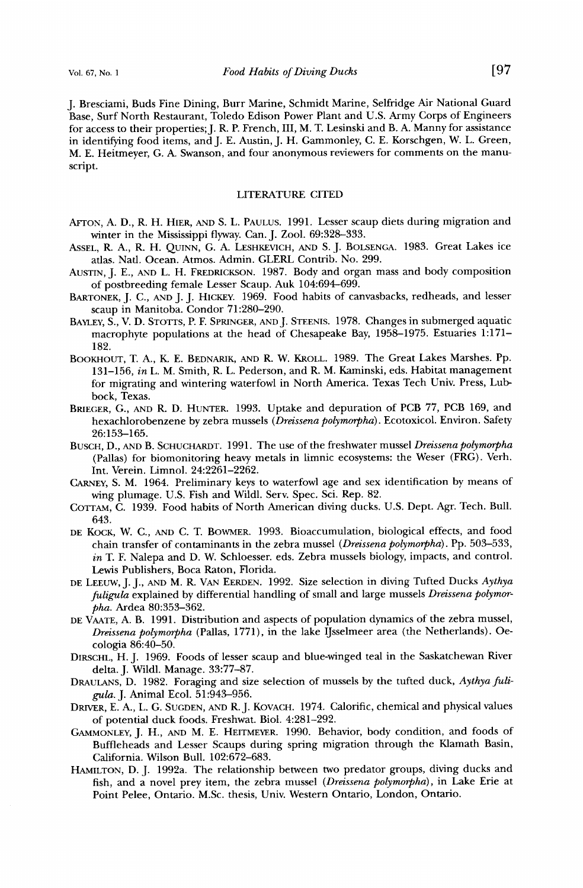J. Bresciami, Buds Fine Dining, Burr Marine, Schmidt Marine, Selfridge Air National Guard Base, Surf North Restaurant, Toledo Edison Power Plant and U.S. Army Corps of Engineers for access to their properties; J. R. P. French, III, M. T. Lesinski and B. A. Manny for assistance in identifying food items, and J. E. Austin, J. H. Gammonley, C. E. Korschgen, W. L. Green, M. E. Heitmeyer, G. A. Swanson, and four anonymous reviewers for comments on the manuscript.

## LITERATURE CITED

AFTON, A. D., R. H. HIER, AND S. L. PAULUS. 1991. Lesser scaup diets during migration and winter in the Mississippi flyway. Can. J. Zool. 69:328–333.

ASSEL, R. A., R. H. QUINN, G. A. LESHKEVICH, AND S. J. BOLSENGA. 1983. Great Lakes ice atlas. Natl. Ocean. Atmos. Admin. GLERL Contrib. No. 299.

AUSTIN, J. E., AND L. H. FREDRICKSON. 1987. Body and organ mass and body composition of postbreeding female Lesser Scaup. Auk 104:694–699.

BARTONEK, J. C., AND J. J. HICKEY. 1969. Food habits of canvasbacks, redheads, and lesser scaup in Manitoba. Condor 71:280–290.

BAYLEY, S., V. D. STOTTS, P. F. SPRINGER, AND J. STEENIS. 1978. Changes in submerged aquatic macrophyte populations at the head of Chesapeake Bay, 1958–1975. Estuaries 1:171–182.

BOOKHOUT, T. A., K. E. BEDNARIK, AND R. W. KROLL. 1989. The Great Lakes Marshes. Pp. 131–156, *in* L. M. Smith, R. L. Pederson, and R. M. Kaminski, eds. Habitat management for migrating and wintering waterfowl in North America. Texas Tech Univ. Press, Lubbock, Texas.

BRIEGER, G., AND R. D. HUNTER. 1993. Uptake and depuration of PCB 77, PCB 169, and hexachlorobenzene by zebra mussels (*Dreissena polymorpha*). Ecotoxicol. Environ. Safety 26:153–165.

BUSCH, D., AND B. SCHUCHARDT. 1991. The use of the freshwater mussel *Dreissena polymorpha* (Pallas) for biomonitoring heavy metals in limnic ecosystems: the Weser (FRG). Verh. Int. Verein. Limnol. 24:2261–2262.

CARNEY, S. M. 1964. Preliminary keys to waterfowl age and sex identification by means of wing plumage. U.S. Fish and Wildl. Serv. Spec. Sci. Rep. 82.

COTTAM, C. 1939. Food habits of North American diving ducks. U.S. Dept. Agr. Tech. Bull. 643.

DE KOCK, W. C., AND C. T. BOWMER. 1993. Bioaccumulation, biological effects, and food chain transfer of contaminants in the zebra mussel (*Dreissena polymorpha*). Pp. 503–533, *in* T. F. Nalepa and D. W. Schloesser. eds. Zebra mussels biology, impacts, and control. Lewis Publishers, Boca Raton, Florida.

DE LEEUW, J. J., AND M. R. VAN EERDEN. 1992. Size selection in diving Tufted Ducks *Aythya fuligula* explained by differential handling of small and large mussels *Dreissena polymorpha*. Ardea 80:353–362.

DE VAATE, A. B. 1991. Distribution and aspects of population dynamics of the zebra mussel, *Dreissena polymorpha* (Pallas, 1771), in the lake IJsselmeer area (the Netherlands). Oecologia 86:40–50.

DIRSCHL, H. J. 1969. Foods of lesser scaup and blue-winged teal in the Saskatchewan River delta. J. Wildl. Manage. 33:77–87.

DRAULANS, D. 1982. Foraging and size selection of mussels by the tufted duck, *Aythya fuligula*. J. Animal Ecol. 51:943–956.

DRIVER, E. A., L. G. SUGDEN, AND R. J. KOVACH. 1974. Calorific, chemical and physical values of potential duck foods. Freshwat. Biol. 4:281–292.

GAMMONLEY, J. H., AND M. E. HEITMEYER. 1990. Behavior, body condition, and foods of Buffleheads and Lesser Scaups during spring migration through the Klamath Basin, California. Wilson Bull. 102:672–683.

HAMILTON, D. J. 1992a. The relationship between two predator groups, diving ducks and fish, and a novel prey item, the zebra mussel (*Dreissena polymorpha*), in Lake Erie at Point Pelee, Ontario. M.Sc. thesis, Univ. Western Ontario, London, Ontario.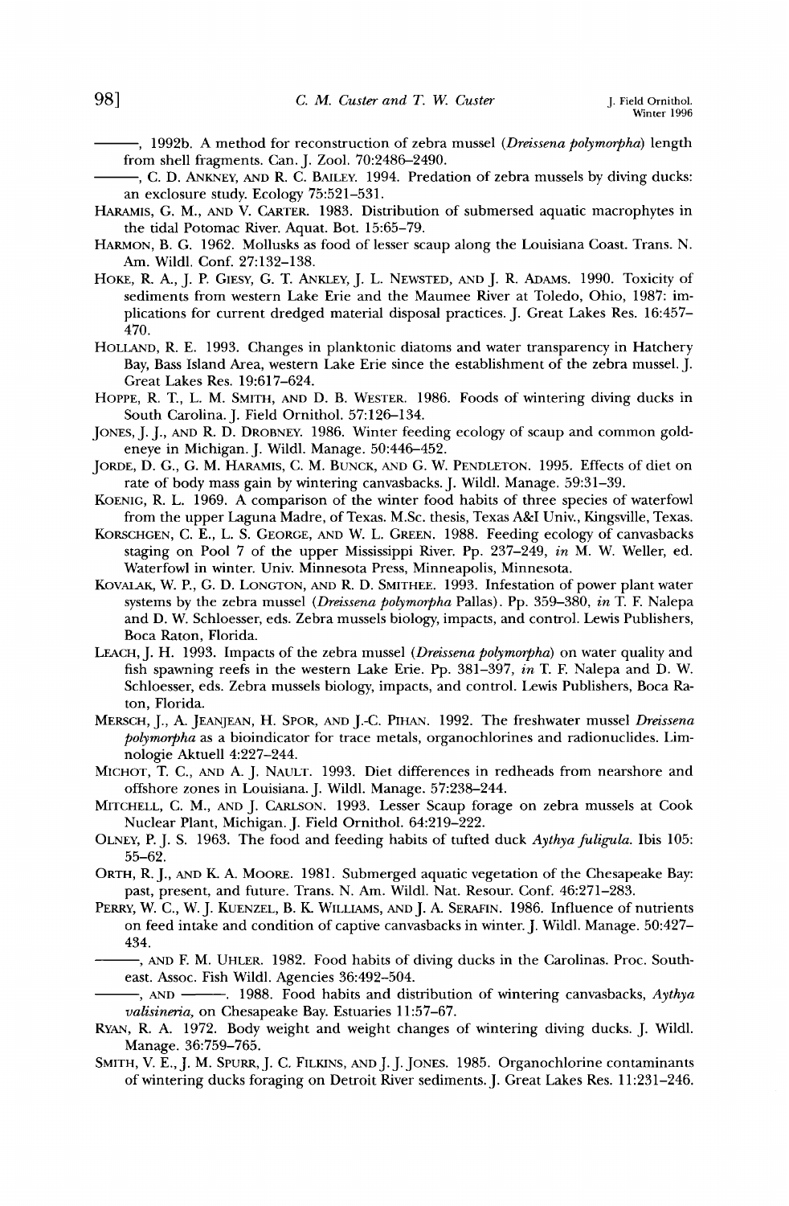———, 1992b. A method for reconstruction of zebra mussel (*Dreissena polymorpha*) length from shell fragments. Can. J. Zool. 70:2486–2490.

———, C. D. ANKNEY, AND R. C. BAILEY. 1994. Predation of zebra mussels by diving ducks: an exclosure study. Ecology 75:521–531.

HARAMIS, G. M., AND V. CARTER. 1983. Distribution of submersed aquatic macrophytes in the tidal Potomac River. Aquat. Bot. 15:65–79.

HARMON, B. G. 1962. Mollusks as food of lesser scaup along the Louisiana Coast. Trans. N. Am. Wildl. Conf. 27:132–138.

HOKE, R. A., J. P. GIESY, G. T. ANKLEY, J. L. NEWSTED, AND J. R. ADAMS. 1990. Toxicity of sediments from western Lake Erie and the Maumee River at Toledo, Ohio, 1987: implications for current dredged material disposal practices. J. Great Lakes Res. 16:457–470.

HOLLAND, R. E. 1993. Changes in planktonic diatoms and water transparency in Hatchery Bay, Bass Island Area, western Lake Erie since the establishment of the zebra mussel. J. Great Lakes Res. 19:617–624.

HOPPE, R. T., L. M. SMITH, AND D. B. WESTER. 1986. Foods of wintering diving ducks in South Carolina. J. Field Ornithol. 57:126–134.

JONES, J. J., AND R. D. DROBNEY. 1986. Winter feeding ecology of scaup and common goldeneye in Michigan. J. Wildl. Manage. 50:446–452.

JORDE, D. G., G. M. HARAMIS, C. M. BUNCK, AND G. W. PENDLETON. 1995. Effects of diet on rate of body mass gain by wintering canvasbacks. J. Wildl. Manage. 59:31–39.

KOENIG, R. L. 1969. A comparison of the winter food habits of three species of waterfowl from the upper Laguna Madre, of Texas. M.Sc. thesis, Texas A&I Univ., Kingsville, Texas.

KORSCHGEN, C. E., L. S. GEORGE, AND W. L. GREEN. 1988. Feeding ecology of canvasbacks staging on Pool 7 of the upper Mississippi River. Pp. 237–249, *in* M. W. Weller, ed. Waterfowl in winter. Univ. Minnesota Press, Minneapolis, Minnesota.

KOVALAK, W. P., G. D. LONGTON, AND R. D. SMITHEE. 1993. Infestation of power plant water systems by the zebra mussel (*Dreissena polymorpha* Pallas). Pp. 359–380, *in* T. F. Nalepa and D. W. Schloesser, eds. Zebra mussels biology, impacts, and control. Lewis Publishers, Boca Raton, Florida.

LEACH, J. H. 1993. Impacts of the zebra mussel (*Dreissena polymorpha*) on water quality and fish spawning reefs in the western Lake Erie. Pp. 381–397, *in* T. F. Nalepa and D. W. Schloesser, eds. Zebra mussels biology, impacts, and control. Lewis Publishers, Boca Raton, Florida.

MERSCH, J., A. JEANJEAN, H. SPOR, AND J.-C. PIHAN. 1992. The freshwater mussel *Dreissena polymorpha* as a bioindicator for trace metals, organochlorines and radionuclides. Limnologie Aktuell 4:227–244.

MICHOT, T. C., AND A. J. NAULT. 1993. Diet differences in redheads from nearshore and offshore zones in Louisiana. J. Wildl. Manage. 57:238–244.

MITCHELL, C. M., AND J. CARLSON. 1993. Lesser Scaup forage on zebra mussels at Cook Nuclear Plant, Michigan. J. Field Ornithol. 64:219–222.

OLNEY, P. J. S. 1963. The food and feeding habits of tufted duck *Aythya fuligula*. Ibis 105: 55–62.

ORTH, R. J., AND K. A. MOORE. 1981. Submerged aquatic vegetation of the Chesapeake Bay: past, present, and future. Trans. N. Am. Wildl. Nat. Resour. Conf. 46:271–283.

PERRY, W. C., W. J. KUENZEL, B. K. WILLIAMS, AND J. A. SERAFIN. 1986. Influence of nutrients on feed intake and condition of captive canvasbacks in winter. J. Wildl. Manage. 50:427–434.

———, AND F. M. UHLER. 1982. Food habits of diving ducks in the Carolinas. Proc. Southeast. Assoc. Fish Wildl. Agencies 36:492–504.

———, AND ———. 1988. Food habits and distribution of wintering canvasbacks, *Aythya valisineria*, on Chesapeake Bay. Estuaries 11:57–67.

RYAN, R. A. 1972. Body weight and weight changes of wintering diving ducks. J. Wildl. Manage. 36:759–765.

SMITH, V. E., J. M. SPURR, J. C. FILKINS, AND J. J. JONES. 1985. Organochlorine contaminants of wintering ducks foraging on Detroit River sediments. J. Great Lakes Res. 11:231–246.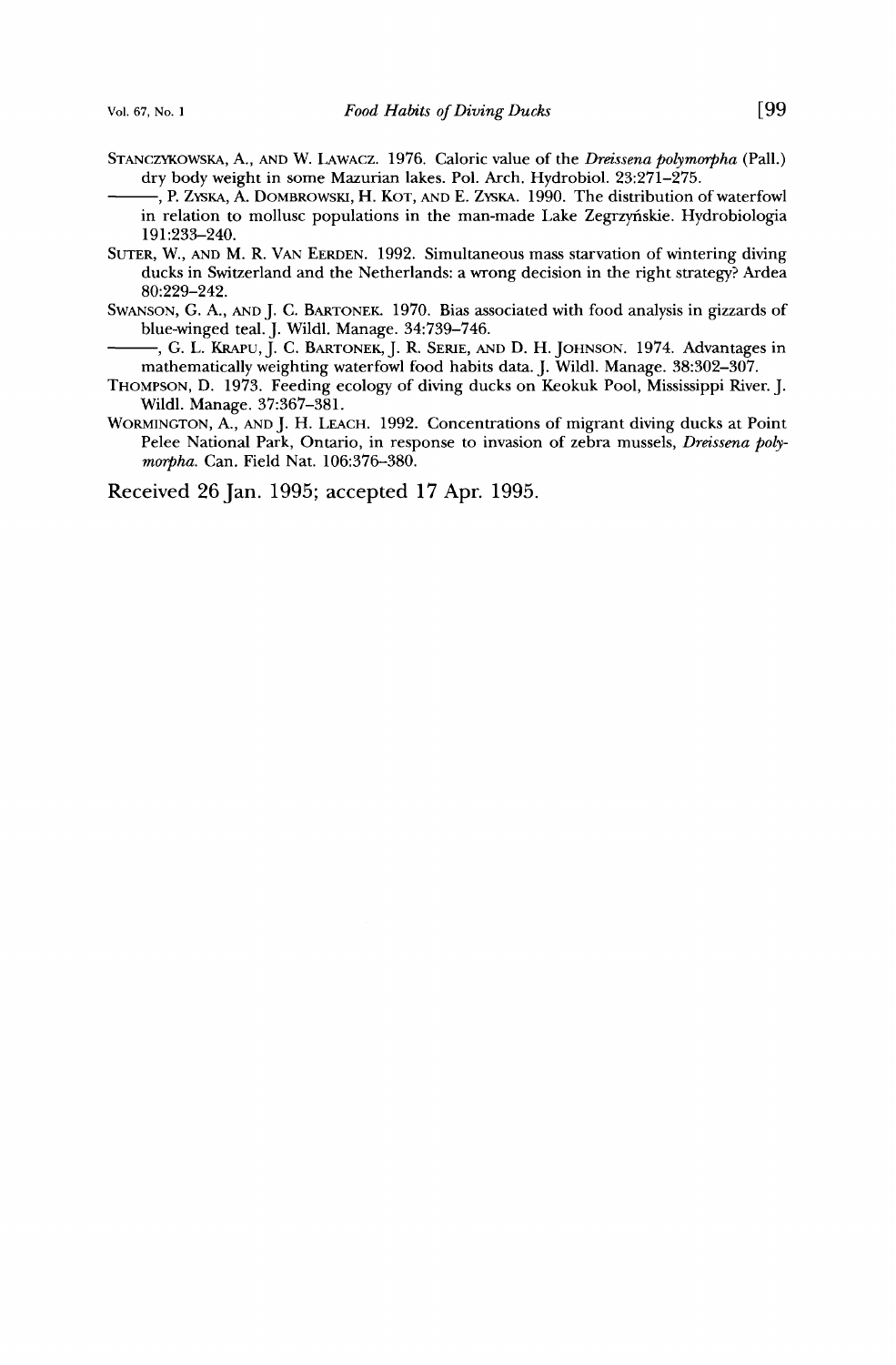STANCZYKOWSKA, A., AND W. LAWACZ. 1976. Caloric value of the *Dreissena polymorpha* (Pall.) dry body weight in some Mazurian lakes. Pol. Arch. Hydrobiol. 23:271–275.

———, P. ZYSKA, A. DOMBROWSKI, H. KOT, AND E. ZYSKA. 1990. The distribution of waterfowl in relation to mollusc populations in the man-made Lake Zegrzyńskie. Hydrobiologia 191:233–240.

SUTER, W., AND M. R. VAN EERDEN. 1992. Simultaneous mass starvation of wintering diving ducks in Switzerland and the Netherlands: a wrong decision in the right strategy? Ardea 80:229–242.

SWANSON, G. A., AND J. C. BARTONEK. 1970. Bias associated with food analysis in gizzards of blue-winged teal. J. Wildl. Manage. 34:739–746.

———, G. L. KRAPU, J. C. BARTONEK, J. R. SERIE, AND D. H. JOHNSON. 1974. Advantages in mathematically weighting waterfowl food habits data. J. Wildl. Manage. 38:302–307.

THOMPSON, D. 1973. Feeding ecology of diving ducks on Keokuk Pool, Mississippi River. J. Wildl. Manage. 37:367–381.

WORMINGTON, A., AND J. H. LEACH. 1992. Concentrations of migrant diving ducks at Point Pelee National Park, Ontario, in response to invasion of zebra mussels, *Dreissena polymorpha*. Can. Field Nat. 106:376–380.

Received 26 Jan. 1995; accepted 17 Apr. 1995.